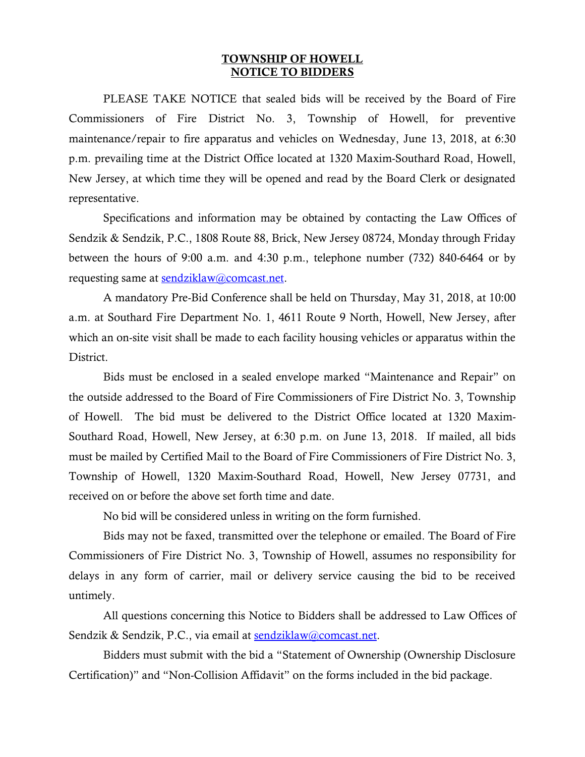# TOWNSHIP OF HOWELL
# NOTICE TO BIDDERS

PLEASE TAKE NOTICE that sealed bids will be received by the Board of Fire Commissioners of Fire District No. 3, Township of Howell, for preventive maintenance/repair to fire apparatus and vehicles on Wednesday, June 13, 2018, at 6:30 p.m. prevailing time at the District Office located at 1320 Maxim-Southard Road, Howell, New Jersey, at which time they will be opened and read by the Board Clerk or designated representative.

Specifications and information may be obtained by contacting the Law Offices of Sendzik & Sendzik, P.C., 1808 Route 88, Brick, New Jersey 08724, Monday through Friday between the hours of 9:00 a.m. and 4:30 p.m., telephone number (732) 840-6464 or by requesting same at sendziklaw@comcast.net.

A mandatory Pre-Bid Conference shall be held on Thursday, May 31, 2018, at 10:00 a.m. at Southard Fire Department No. 1, 4611 Route 9 North, Howell, New Jersey, after which an on-site visit shall be made to each facility housing vehicles or apparatus within the District.

Bids must be enclosed in a sealed envelope marked "Maintenance and Repair" on the outside addressed to the Board of Fire Commissioners of Fire District No. 3, Township of Howell. The bid must be delivered to the District Office located at 1320 Maxim-Southard Road, Howell, New Jersey, at 6:30 p.m. on June 13, 2018. If mailed, all bids must be mailed by Certified Mail to the Board of Fire Commissioners of Fire District No. 3, Township of Howell, 1320 Maxim-Southard Road, Howell, New Jersey 07731, and received on or before the above set forth time and date.

No bid will be considered unless in writing on the form furnished.

Bids may not be faxed, transmitted over the telephone or emailed. The Board of Fire Commissioners of Fire District No. 3, Township of Howell, assumes no responsibility for delays in any form of carrier, mail or delivery service causing the bid to be received untimely.

All questions concerning this Notice to Bidders shall be addressed to Law Offices of Sendzik & Sendzik, P.C., via email at sendziklaw@comcast.net.

Bidders must submit with the bid a "Statement of Ownership (Ownership Disclosure Certification)" and "Non-Collision Affidavit" on the forms included in the bid package.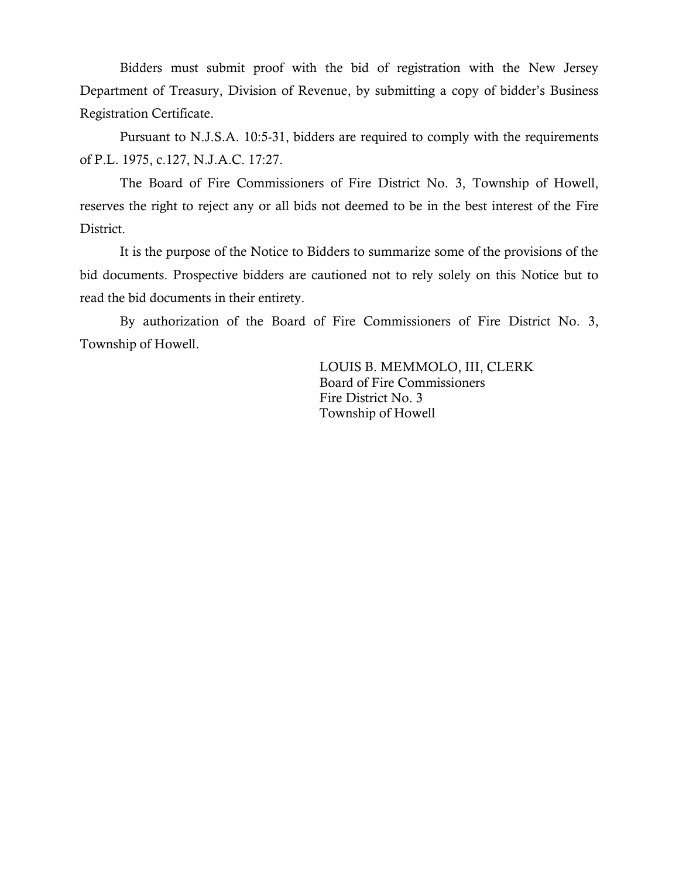Bidders must submit proof with the bid of registration with the New Jersey Department of Treasury, Division of Revenue, by submitting a copy of bidder's Business Registration Certificate.

Pursuant to N.J.S.A. 10:5-31, bidders are required to comply with the requirements of P.L. 1975, c.127, N.J.A.C. 17:27.

The Board of Fire Commissioners of Fire District No. 3, Township of Howell, reserves the right to reject any or all bids not deemed to be in the best interest of the Fire District.

It is the purpose of the Notice to Bidders to summarize some of the provisions of the bid documents. Prospective bidders are cautioned not to rely solely on this Notice but to read the bid documents in their entirety.

By authorization of the Board of Fire Commissioners of Fire District No. 3, Township of Howell.

LOUIS B. MEMMOLO, III, CLERK
Board of Fire Commissioners
Fire District No. 3
Township of Howell